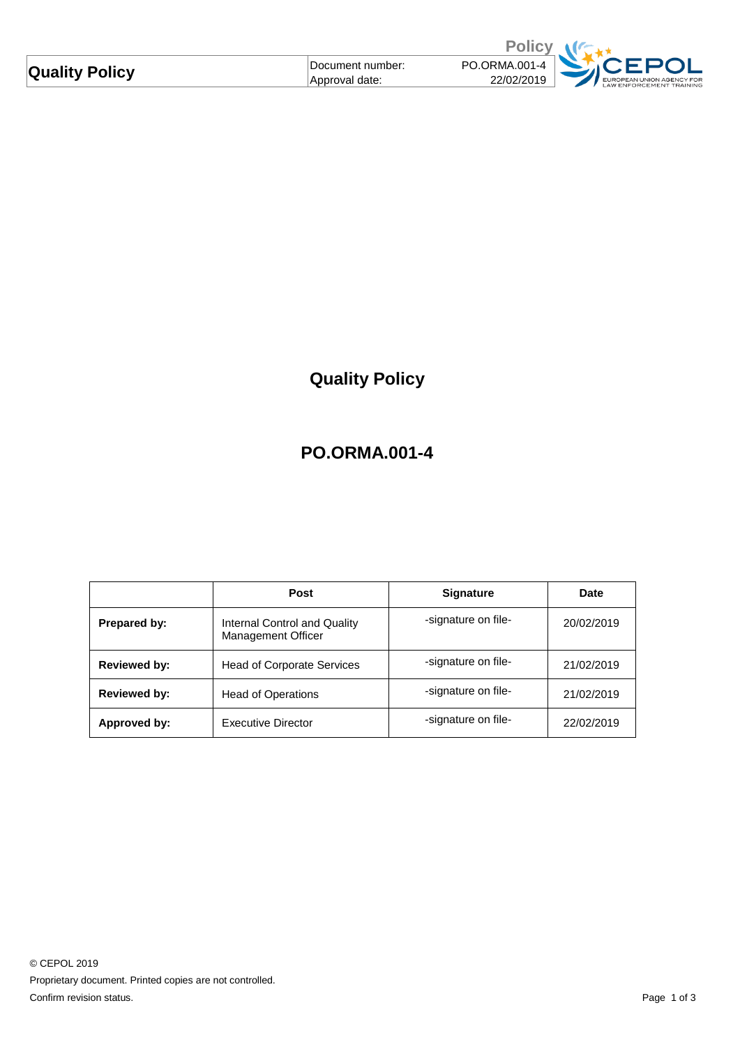# Quality Policy

## PO.ORMA.001-4

| | Post | Signature | Date |
|---|---|---|---|
| **Prepared by:** | Internal Control and Quality Management Officer | -signature on file- | 20/02/2019 |
| **Reviewed by:** | Head of Corporate Services | -signature on file- | 21/02/2019 |
| **Reviewed by:** | Head of Operations | -signature on file- | 21/02/2019 |
| **Approved by:** | Executive Director | -signature on file- | 22/02/2019 |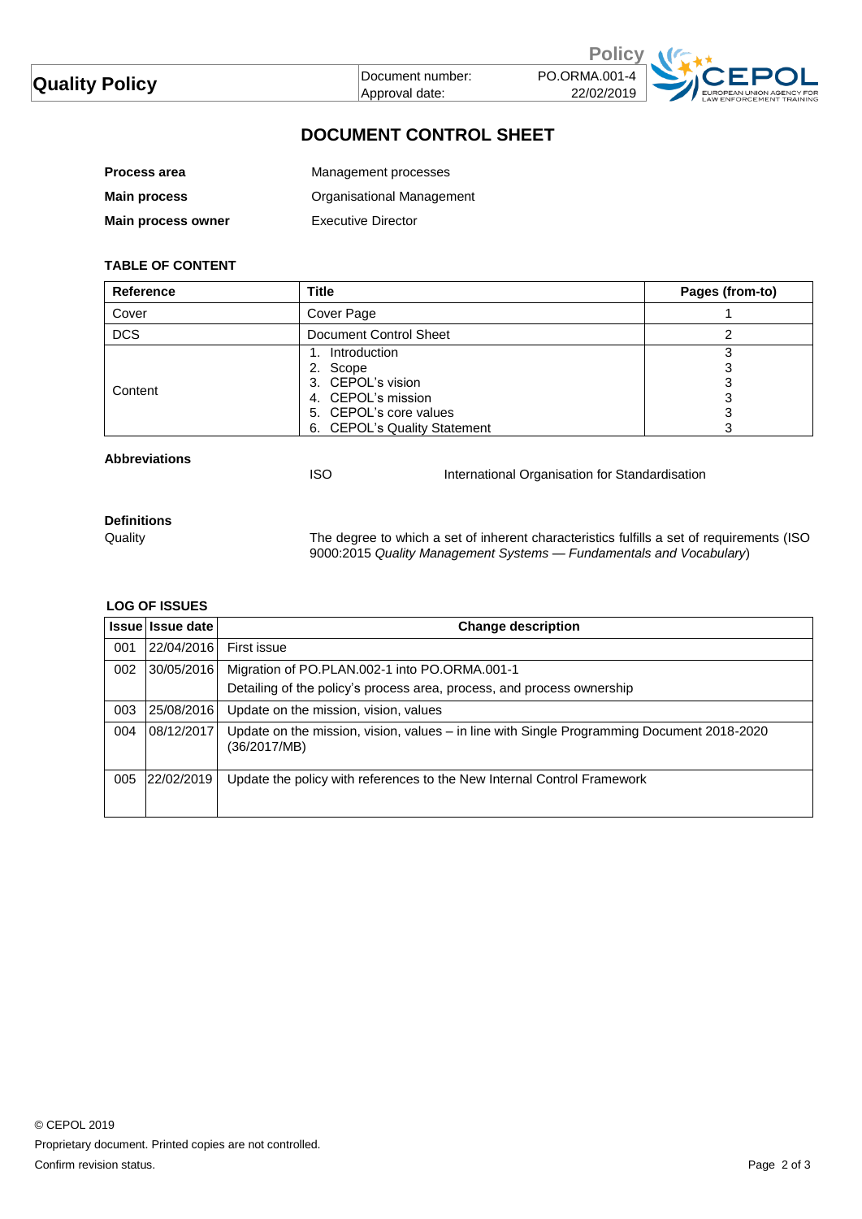# DOCUMENT CONTROL SHEET

| | |
|---|---|
| **Process area** | Management processes |
| **Main process** | Organisational Management |
| **Main process owner** | Executive Director |

### TABLE OF CONTENT

| Reference | Title | Pages (from-to) |
|---|---|---|
| Cover | Cover Page | 1 |
| DCS | Document Control Sheet | 2 |
| Content | 1. Introduction<br>2. Scope<br>3. CEPOL's vision<br>4. CEPOL's mission<br>5. CEPOL's core values<br>6. CEPOL's Quality Statement | 3<br>3<br>3<br>3<br>3<br>3 |

### Abbreviations

ISO — International Organisation for Standardisation

### Definitions

Quality — The degree to which a set of inherent characteristics fulfills a set of requirements (ISO 9000:2015 *Quality Management Systems — Fundamentals and Vocabulary*)

### LOG OF ISSUES

| Issue | Issue date | Change description |
|---|---|---|
| 001 | 22/04/2016 | First issue |
| 002 | 30/05/2016 | Migration of PO.PLAN.002-1 into PO.ORMA.001-1<br>Detailing of the policy's process area, process, and process ownership |
| 003 | 25/08/2016 | Update on the mission, vision, values |
| 004 | 08/12/2017 | Update on the mission, vision, values – in line with Single Programming Document 2018-2020 (36/2017/MB) |
| 005 | 22/02/2019 | Update the policy with references to the New Internal Control Framework |

© CEPOL 2019
Proprietary document. Printed copies are not controlled.
Confirm revision status.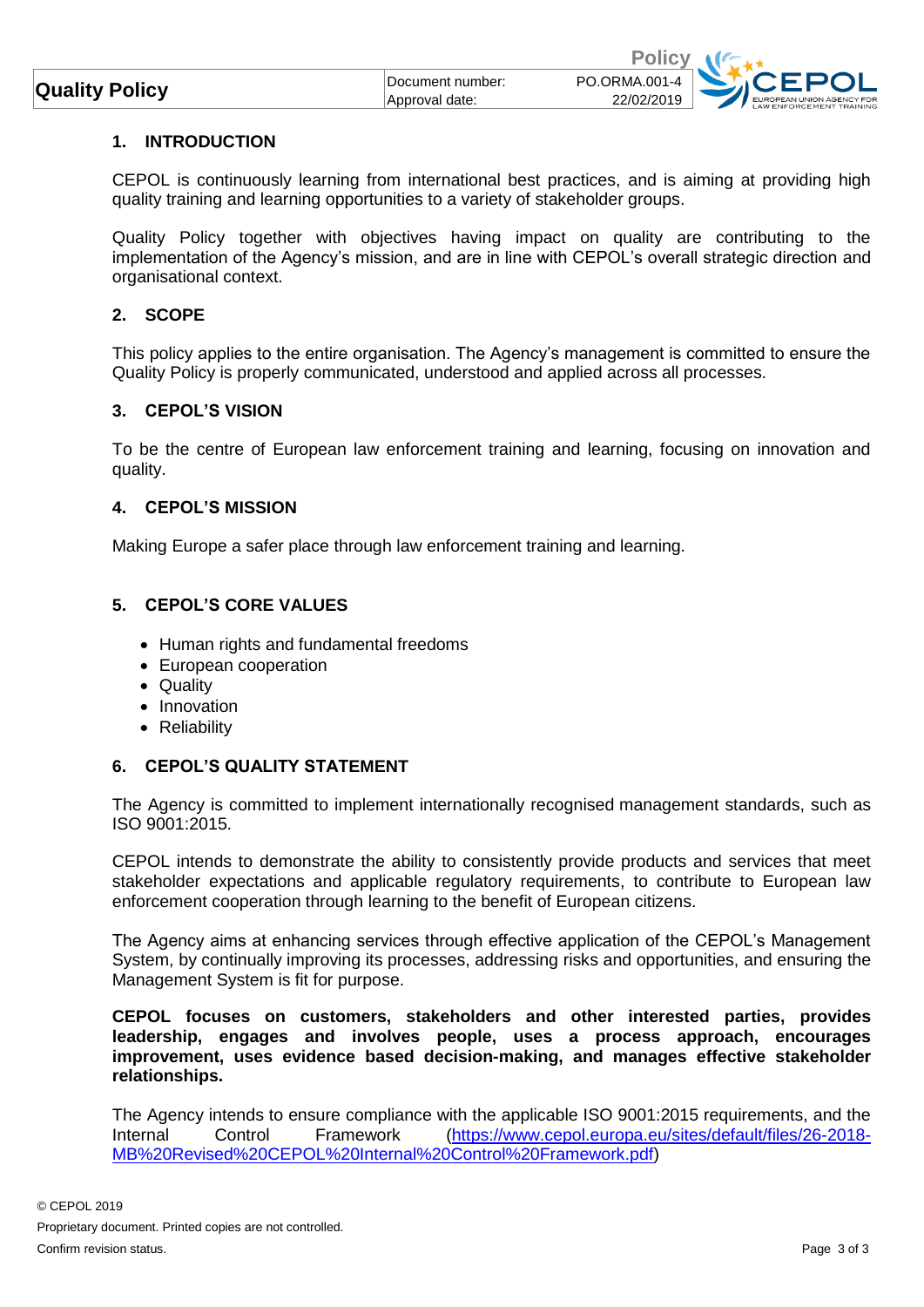## 1. INTRODUCTION

CEPOL is continuously learning from international best practices, and is aiming at providing high quality training and learning opportunities to a variety of stakeholder groups.

Quality Policy together with objectives having impact on quality are contributing to the implementation of the Agency's mission, and are in line with CEPOL's overall strategic direction and organisational context.

## 2. SCOPE

This policy applies to the entire organisation. The Agency's management is committed to ensure the Quality Policy is properly communicated, understood and applied across all processes.

## 3. CEPOL'S VISION

To be the centre of European law enforcement training and learning, focusing on innovation and quality.

## 4. CEPOL'S MISSION

Making Europe a safer place through law enforcement training and learning.

## 5. CEPOL'S CORE VALUES

- Human rights and fundamental freedoms
- European cooperation
- Quality
- Innovation
- Reliability

## 6. CEPOL'S QUALITY STATEMENT

The Agency is committed to implement internationally recognised management standards, such as ISO 9001:2015.

CEPOL intends to demonstrate the ability to consistently provide products and services that meet stakeholder expectations and applicable regulatory requirements, to contribute to European law enforcement cooperation through learning to the benefit of European citizens.

The Agency aims at enhancing services through effective application of the CEPOL's Management System, by continually improving its processes, addressing risks and opportunities, and ensuring the Management System is fit for purpose.

**CEPOL focuses on customers, stakeholders and other interested parties, provides leadership, engages and involves people, uses a process approach, encourages improvement, uses evidence based decision-making, and manages effective stakeholder relationships.**

The Agency intends to ensure compliance with the applicable ISO 9001:2015 requirements, and the Internal Control Framework (https://www.cepol.europa.eu/sites/default/files/26-2018-MB%20Revised%20CEPOL%20Internal%20Control%20Framework.pdf)

© CEPOL 2019

Proprietary document. Printed copies are not controlled.

Confirm revision status.